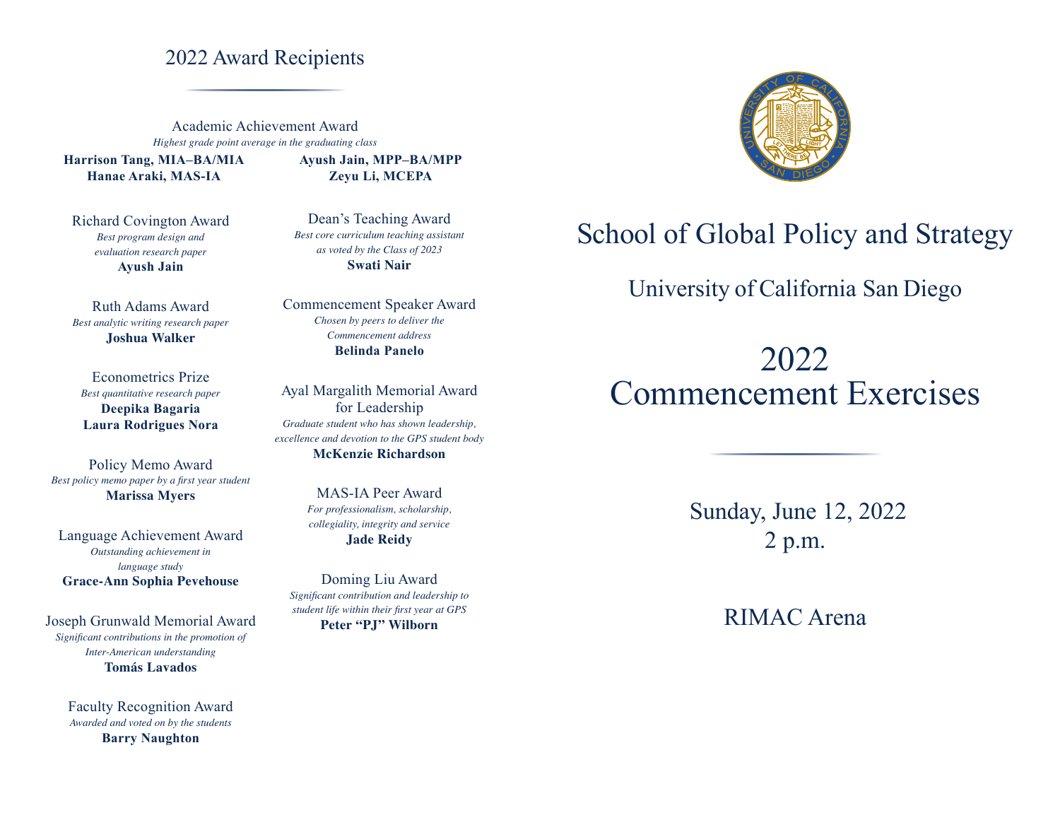# 2022 Award Recipients

### Academic Achievement Award

*Highest grade point average in the graduating class*

**Harrison Tang, MIA–BA/MIA**
**Hanae Araki, MAS-IA**
**Ayush Jain, MPP–BA/MPP**
**Zeyu Li, MCEPA**

### Richard Covington Award

*Best program design and evaluation research paper*

**Ayush Jain**

### Ruth Adams Award

*Best analytic writing research paper*

**Joshua Walker**

### Econometrics Prize

*Best quantitative research paper*

**Deepika Bagaria**
**Laura Rodrigues Nora**

### Policy Memo Award

*Best policy memo paper by a first year student*

**Marissa Myers**

### Language Achievement Award

*Outstanding achievement in language study*

**Grace-Ann Sophia Pevehouse**

### Joseph Grunwald Memorial Award

*Significant contributions in the promotion of Inter-American understanding*

**Tomás Lavados**

### Faculty Recognition Award

*Awarded and voted on by the students*

**Barry Naughton**

### Dean's Teaching Award

*Best core curriculum teaching assistant as voted by the Class of 2023*

**Swati Nair**

### Commencement Speaker Award

*Chosen by peers to deliver the Commencement address*

**Belinda Panelo**

### Ayal Margalith Memorial Award for Leadership

*Graduate student who has shown leadership, excellence and devotion to the GPS student body*

**McKenzie Richardson**

### MAS-IA Peer Award

*For professionalism, scholarship, collegiality, integrity and service*

**Jade Reidy**

### Doming Liu Award

*Significant contribution and leadership to student life within their first year at GPS*

**Peter "PJ" Wilborn**

# School of Global Policy and Strategy

## University of California San Diego

# 2022 Commencement Exercises

Sunday, June 12, 2022
2 p.m.

RIMAC Arena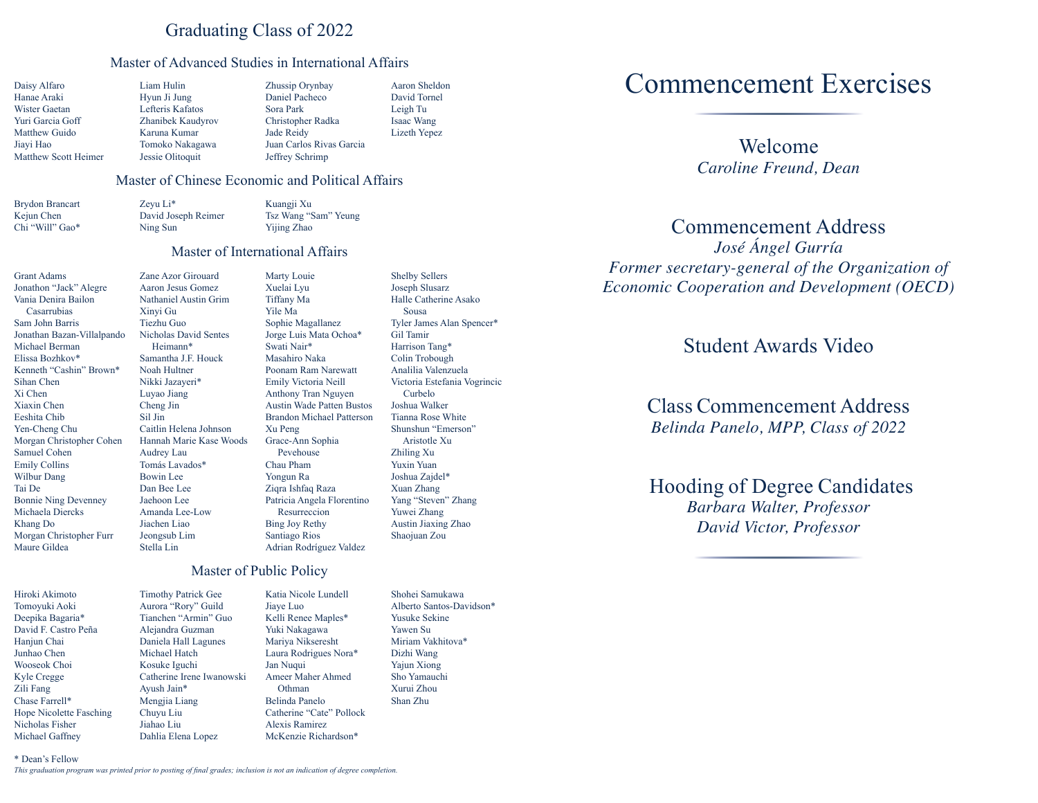# Graduating Class of 2022

## Master of Advanced Studies in International Affairs

Daisy Alfaro
Hanae Araki
Wister Gaetan
Yuri Garcia Goff
Matthew Guido
Jiayi Hao
Matthew Scott Heimer
Liam Hulin
Hyun Ji Jung
Lefteris Kafatos
Zhanibek Kaudyrov
Karuna Kumar
Tomoko Nakagawa
Jessie Olitoquit
Zhussip Orynbay
Daniel Pacheco
Sora Park
Christopher Radka
Jade Reidy
Juan Carlos Rivas Garcia
Jeffrey Schrimp
Aaron Sheldon
David Tornel
Leigh Tu
Isaac Wang
Lizeth Yepez

## Master of Chinese Economic and Political Affairs

Brydon Brancart
Kejun Chen
Chi "Will" Gao*
Zeyu Li*
David Joseph Reimer
Ning Sun
Kuangji Xu
Tsz Wang "Sam" Yeung
Yijing Zhao

## Master of International Affairs

Grant Adams
Jonathon "Jack" Alegre
Vania Denira Bailon Casarrubias
Sam John Barris
Jonathan Bazan-Villalpando
Michael Berman
Elissa Bozhkov*
Kenneth "Cashin" Brown*
Sihan Chen
Xi Chen
Xiaxin Chen
Eeshita Chib
Yen-Cheng Chu
Morgan Christopher Cohen
Samuel Cohen
Emily Collins
Wilbur Dang
Tai De
Bonnie Ning Devenney
Michaela Diercks
Khang Do
Morgan Christopher Furr
Maure Gildea
Zane Azor Girouard
Aaron Jesus Gomez
Nathaniel Austin Grim
Xinyi Gu
Tiezhu Guo
Nicholas David Sentes Heimann*
Samantha J.F. Houck
Noah Hultner
Nikki Jazayeri*
Luyao Jiang
Cheng Jin
Sil Jin
Caitlin Helena Johnson
Hannah Marie Kase Woods
Audrey Lau
Tomás Lavados*
Bowin Lee
Dan Bee Lee
Jaehoon Lee
Amanda Lee-Low
Jiachen Liao
Jeongsub Lim
Stella Lin
Marty Louie
Xuelai Lyu
Tiffany Ma
Yile Ma
Sophie Magallanez
Jorge Luis Mata Ochoa*
Swati Nair*
Masahiro Naka
Poonam Ram Narewatt
Emily Victoria Neill
Anthony Tran Nguyen
Austin Wade Patten Bustos
Brandon Michael Patterson
Xu Peng
Grace-Ann Sophia Pevehouse
Chau Pham
Yongun Ra
Ziqra Ishfaq Raza
Patricia Angela Florentino Resurreccion
Bing Joy Rethy
Santiago Rios
Adrian Rodríguez Valdez
Shelby Sellers
Joseph Slusarz
Halle Catherine Asako Sousa
Tyler James Alan Spencer*
Gil Tamir
Harrison Tang*
Colin Trobough
Analilia Valenzuela
Victoria Estefania Vogrincic Curbelo
Joshua Walker
Tianna Rose White
Shunshun "Emerson" Aristotle Xu
Zhiling Xu
Yuxin Yuan
Joshua Zajdel*
Xuan Zhang
Yang "Steven" Zhang
Yuwei Zhang
Austin Jiaxing Zhao
Shaojuan Zou

## Master of Public Policy

Hiroki Akimoto
Tomoyuki Aoki
Deepika Bagaria*
David F. Castro Peña
Hanjun Chai
Junhao Chen
Wooseok Choi
Kyle Cregge
Zili Fang
Chase Farrell*
Hope Nicolette Fasching
Nicholas Fisher
Michael Gaffney
Timothy Patrick Gee
Aurora "Rory" Guild
Tianchen "Armin" Guo
Alejandra Guzman
Daniela Hall Lagunes
Michael Hatch
Kosuke Iguchi
Catherine Irene Iwanowski
Ayush Jain*
Mengjia Liang
Chuyu Liu
Jiahao Liu
Dahlia Elena Lopez
Katia Nicole Lundell
Jiaye Luo
Kelli Renee Maples*
Yuki Nakagawa
Mariya Nikseresht
Laura Rodrigues Nora*
Jan Nuqui
Ameer Maher Ahmed Othman
Belinda Panelo
Catherine "Cate" Pollock
Alexis Ramirez
McKenzie Richardson*
Shohei Samukawa
Alberto Santos-Davidson*
Yusuke Sekine
Yawen Su
Miriam Vakhitova*
Dizhi Wang
Yajun Xiong
Sho Yamauchi
Xurui Zhou
Shan Zhu

\* Dean's Fellow

*This graduation program was printed prior to posting of final grades; inclusion is not an indication of degree completion.*

# Commencement Exercises

## Welcome
*Caroline Freund, Dean*

## Commencement Address
*José Ángel Gurría*
*Former secretary-general of the Organization of Economic Cooperation and Development (OECD)*

## Student Awards Video

## Class Commencement Address
*Belinda Panelo, MPP, Class of 2022*

## Hooding of Degree Candidates
*Barbara Walter, Professor*
*David Victor, Professor*